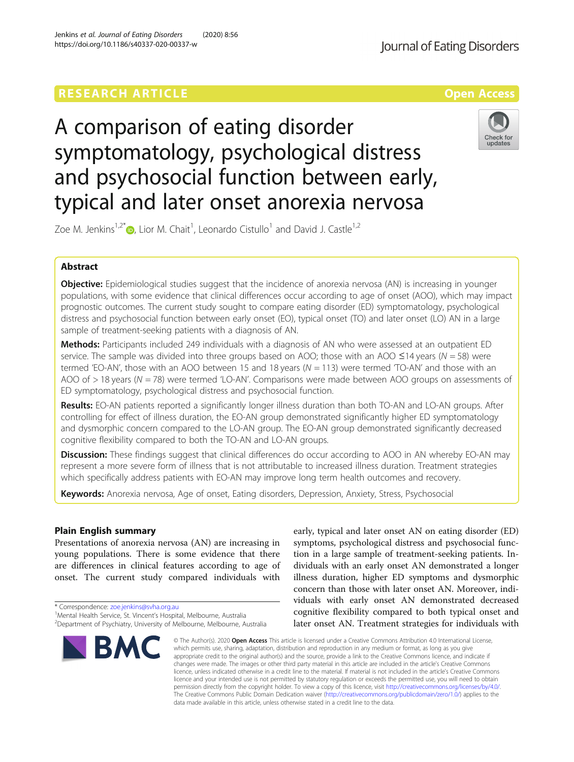RESEARCH ARTICLE

Open Access

# A comparison of eating disorder symptomatology, psychological distress and psychosocial function between early, typical and later onset anorexia nervosa

Zoe M. Jenkins[1,2*], Lior M. Chait[1], Leonardo Cistullo[1] and David J. Castle[1,2]

## Abstract

**Objective:** Epidemiological studies suggest that the incidence of anorexia nervosa (AN) is increasing in younger populations, with some evidence that clinical differences occur according to age of onset (AOO), which may impact prognostic outcomes. The current study sought to compare eating disorder (ED) symptomatology, psychological distress and psychosocial function between early onset (EO), typical onset (TO) and later onset (LO) AN in a large sample of treatment-seeking patients with a diagnosis of AN.

**Methods:** Participants included 249 individuals with a diagnosis of AN who were assessed at an outpatient ED service. The sample was divided into three groups based on AOO; those with an AOO ≤14 years ($N = 58$) were termed 'EO-AN', those with an AOO between 15 and 18 years ($N = 113$) were termed 'TO-AN' and those with an AOO of > 18 years ($N = 78$) were termed 'LO-AN'. Comparisons were made between AOO groups on assessments of ED symptomatology, psychological distress and psychosocial function.

**Results:** EO-AN patients reported a significantly longer illness duration than both TO-AN and LO-AN groups. After controlling for effect of illness duration, the EO-AN group demonstrated significantly higher ED symptomatology and dysmorphic concern compared to the LO-AN group. The EO-AN group demonstrated significantly decreased cognitive flexibility compared to both the TO-AN and LO-AN groups.

**Discussion:** These findings suggest that clinical differences do occur according to AOO in AN whereby EO-AN may represent a more severe form of illness that is not attributable to increased illness duration. Treatment strategies which specifically address patients with EO-AN may improve long term health outcomes and recovery.

**Keywords:** Anorexia nervosa, Age of onset, Eating disorders, Depression, Anxiety, Stress, Psychosocial

## Plain English summary

Presentations of anorexia nervosa (AN) are increasing in young populations. There is some evidence that there are differences in clinical features according to age of onset. The current study compared individuals with early, typical and later onset AN on eating disorder (ED) symptoms, psychological distress and psychosocial function in a large sample of treatment-seeking patients. Individuals with an early onset AN demonstrated a longer illness duration, higher ED symptoms and dysmorphic concern than those with later onset AN. Moreover, individuals with early onset AN demonstrated decreased cognitive flexibility compared to both typical onset and later onset AN. Treatment strategies for individuals with

* Correspondence: zoe.jenkins@svha.org.au
[1]Mental Health Service, St. Vincent's Hospital, Melbourne, Australia
[2]Department of Psychiatry, University of Melbourne, Melbourne, Australia

© The Author(s). 2020 **Open Access** This article is licensed under a Creative Commons Attribution 4.0 International License, which permits use, sharing, adaptation, distribution and reproduction in any medium or format, as long as you give appropriate credit to the original author(s) and the source, provide a link to the Creative Commons licence, and indicate if changes were made. The images or other third party material in this article are included in the article's Creative Commons licence, unless indicated otherwise in a credit line to the material. If material is not included in the article's Creative Commons licence and your intended use is not permitted by statutory regulation or exceeds the permitted use, you will need to obtain permission directly from the copyright holder. To view a copy of this licence, visit http://creativecommons.org/licenses/by/4.0/. The Creative Commons Public Domain Dedication waiver (http://creativecommons.org/publicdomain/zero/1.0/) applies to the data made available in this article, unless otherwise stated in a credit line to the data.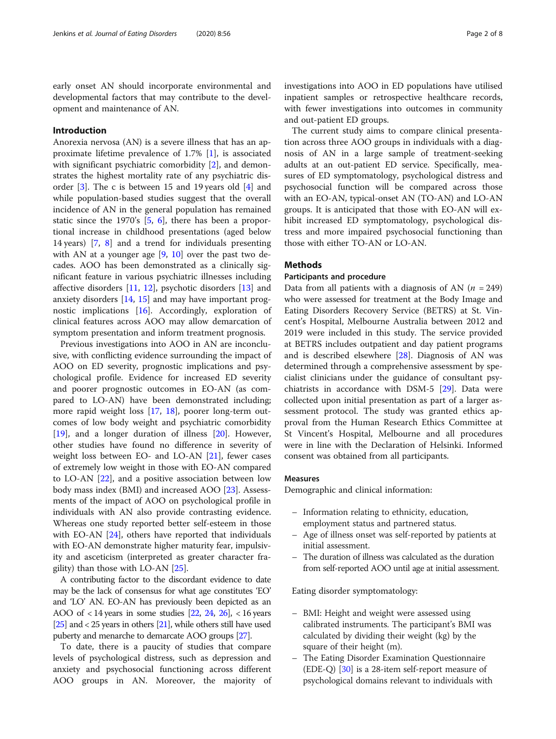early onset AN should incorporate environmental and developmental factors that may contribute to the development and maintenance of AN.

## Introduction

Anorexia nervosa (AN) is a severe illness that has an approximate lifetime prevalence of 1.7% [1], is associated with significant psychiatric comorbidity [2], and demonstrates the highest mortality rate of any psychiatric disorder [3]. The c is between 15 and 19 years old [4] and while population-based studies suggest that the overall incidence of AN in the general population has remained static since the 1970's [5, 6], there has been a proportional increase in childhood presentations (aged below 14 years) [7, 8] and a trend for individuals presenting with AN at a younger age [9, 10] over the past two decades. AOO has been demonstrated as a clinically significant feature in various psychiatric illnesses including affective disorders [11, 12], psychotic disorders [13] and anxiety disorders [14, 15] and may have important prognostic implications [16]. Accordingly, exploration of clinical features across AOO may allow demarcation of symptom presentation and inform treatment prognosis.

Previous investigations into AOO in AN are inconclusive, with conflicting evidence surrounding the impact of AOO on ED severity, prognostic implications and psychological profile. Evidence for increased ED severity and poorer prognostic outcomes in EO-AN (as compared to LO-AN) have been demonstrated including; more rapid weight loss [17, 18], poorer long-term outcomes of low body weight and psychiatric comorbidity [19], and a longer duration of illness [20]. However, other studies have found no difference in severity of weight loss between EO- and LO-AN [21], fewer cases of extremely low weight in those with EO-AN compared to LO-AN [22], and a positive association between low body mass index (BMI) and increased AOO [23]. Assessments of the impact of AOO on psychological profile in individuals with AN also provide contrasting evidence. Whereas one study reported better self-esteem in those with EO-AN [24], others have reported that individuals with EO-AN demonstrate higher maturity fear, impulsivity and asceticism (interpreted as greater character fragility) than those with LO-AN [25].

A contributing factor to the discordant evidence to date may be the lack of consensus for what age constitutes 'EO' and 'LO' AN. EO-AN has previously been depicted as an AOO of < 14 years in some studies [22, 24, 26], < 16 years [25] and < 25 years in others [21], while others still have used puberty and menarche to demarcate AOO groups [27].

To date, there is a paucity of studies that compare levels of psychological distress, such as depression and anxiety and psychosocial functioning across different AOO groups in AN. Moreover, the majority of investigations into AOO in ED populations have utilised inpatient samples or retrospective healthcare records, with fewer investigations into outcomes in community and out-patient ED groups.

The current study aims to compare clinical presentation across three AOO groups in individuals with a diagnosis of AN in a large sample of treatment-seeking adults at an out-patient ED service. Specifically, measures of ED symptomatology, psychological distress and psychosocial function will be compared across those with an EO-AN, typical-onset AN (TO-AN) and LO-AN groups. It is anticipated that those with EO-AN will exhibit increased ED symptomatology, psychological distress and more impaired psychosocial functioning than those with either TO-AN or LO-AN.

## Methods

### Participants and procedure

Data from all patients with a diagnosis of AN ($n$ = 249) who were assessed for treatment at the Body Image and Eating Disorders Recovery Service (BETRS) at St. Vincent's Hospital, Melbourne Australia between 2012 and 2019 were included in this study. The service provided at BETRS includes outpatient and day patient programs and is described elsewhere [28]. Diagnosis of AN was determined through a comprehensive assessment by specialist clinicians under the guidance of consultant psychiatrists in accordance with DSM-5 [29]. Data were collected upon initial presentation as part of a larger assessment protocol. The study was granted ethics approval from the Human Research Ethics Committee at St Vincent's Hospital, Melbourne and all procedures were in line with the Declaration of Helsinki. Informed consent was obtained from all participants.

### Measures

Demographic and clinical information:

- Information relating to ethnicity, education, employment status and partnered status.
- Age of illness onset was self-reported by patients at initial assessment.
- The duration of illness was calculated as the duration from self-reported AOO until age at initial assessment.

Eating disorder symptomatology:

- BMI: Height and weight were assessed using calibrated instruments. The participant's BMI was calculated by dividing their weight (kg) by the square of their height (m).
- The Eating Disorder Examination Questionnaire (EDE-Q) [30] is a 28-item self-report measure of psychological domains relevant to individuals with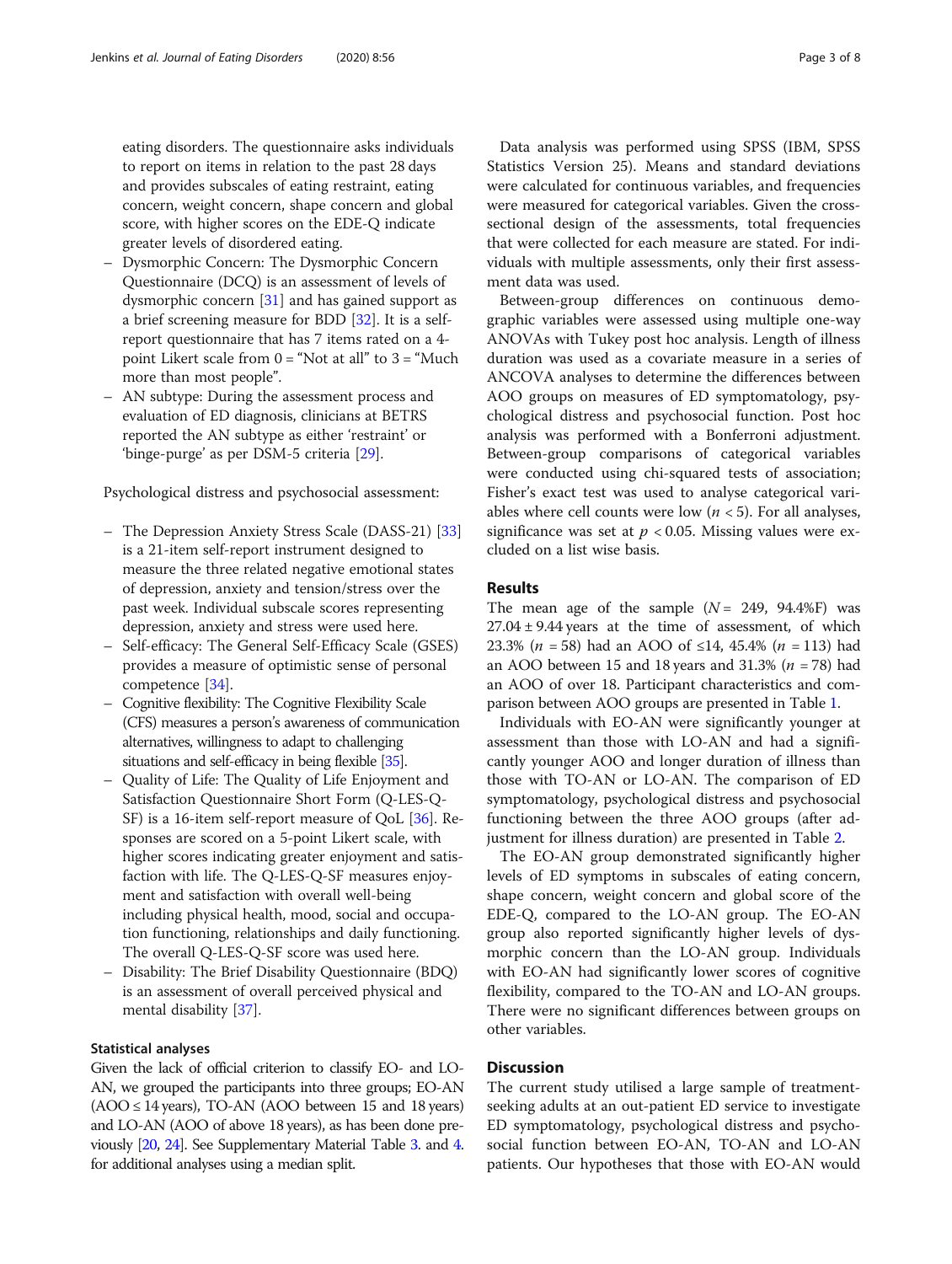eating disorders. The questionnaire asks individuals to report on items in relation to the past 28 days and provides subscales of eating restraint, eating concern, weight concern, shape concern and global score, with higher scores on the EDE-Q indicate greater levels of disordered eating.

- Dysmorphic Concern: The Dysmorphic Concern Questionnaire (DCQ) is an assessment of levels of dysmorphic concern [31] and has gained support as a brief screening measure for BDD [32]. It is a self-report questionnaire that has 7 items rated on a 4-point Likert scale from 0 = "Not at all" to 3 = "Much more than most people".
- AN subtype: During the assessment process and evaluation of ED diagnosis, clinicians at BETRS reported the AN subtype as either 'restraint' or 'binge-purge' as per DSM-5 criteria [29].

Psychological distress and psychosocial assessment:

- The Depression Anxiety Stress Scale (DASS-21) [33] is a 21-item self-report instrument designed to measure the three related negative emotional states of depression, anxiety and tension/stress over the past week. Individual subscale scores representing depression, anxiety and stress were used here.
- Self-efficacy: The General Self-Efficacy Scale (GSES) provides a measure of optimistic sense of personal competence [34].
- Cognitive flexibility: The Cognitive Flexibility Scale (CFS) measures a person's awareness of communication alternatives, willingness to adapt to challenging situations and self-efficacy in being flexible [35].
- Quality of Life: The Quality of Life Enjoyment and Satisfaction Questionnaire Short Form (Q-LES-Q-SF) is a 16-item self-report measure of QoL [36]. Responses are scored on a 5-point Likert scale, with higher scores indicating greater enjoyment and satisfaction with life. The Q-LES-Q-SF measures enjoyment and satisfaction with overall well-being including physical health, mood, social and occupation functioning, relationships and daily functioning. The overall Q-LES-Q-SF score was used here.
- Disability: The Brief Disability Questionnaire (BDQ) is an assessment of overall perceived physical and mental disability [37].

### Statistical analyses

Given the lack of official criterion to classify EO- and LO-AN, we grouped the participants into three groups; EO-AN (AOO ≤ 14 years), TO-AN (AOO between 15 and 18 years) and LO-AN (AOO of above 18 years), as has been done previously [20, 24]. See Supplementary Material Table 3. and 4. for additional analyses using a median split.

Data analysis was performed using SPSS (IBM, SPSS Statistics Version 25). Means and standard deviations were calculated for continuous variables, and frequencies were measured for categorical variables. Given the cross-sectional design of the assessments, total frequencies that were collected for each measure are stated. For individuals with multiple assessments, only their first assessment data was used.

Between-group differences on continuous demographic variables were assessed using multiple one-way ANOVAs with Tukey post hoc analysis. Length of illness duration was used as a covariate measure in a series of ANCOVA analyses to determine the differences between AOO groups on measures of ED symptomatology, psychological distress and psychosocial function. Post hoc analysis was performed with a Bonferroni adjustment. Between-group comparisons of categorical variables were conducted using chi-squared tests of association; Fisher's exact test was used to analyse categorical variables where cell counts were low ($n < 5$). For all analyses, significance was set at $p < 0.05$. Missing values were excluded on a list wise basis.

## Results

The mean age of the sample ($N = 249$, 94.4%F) was $27.04 \pm 9.44$ years at the time of assessment, of which 23.3% ($n = 58$) had an AOO of ≤14, 45.4% ($n = 113$) had an AOO between 15 and 18 years and 31.3% ($n = 78$) had an AOO of over 18. Participant characteristics and comparison between AOO groups are presented in Table 1.

Individuals with EO-AN were significantly younger at assessment than those with LO-AN and had a significantly younger AOO and longer duration of illness than those with TO-AN or LO-AN. The comparison of ED symptomatology, psychological distress and psychosocial functioning between the three AOO groups (after adjustment for illness duration) are presented in Table 2.

The EO-AN group demonstrated significantly higher levels of ED symptoms in subscales of eating concern, shape concern, weight concern and global score of the EDE-Q, compared to the LO-AN group. The EO-AN group also reported significantly higher levels of dysmorphic concern than the LO-AN group. Individuals with EO-AN had significantly lower scores of cognitive flexibility, compared to the TO-AN and LO-AN groups. There were no significant differences between groups on other variables.

## Discussion

The current study utilised a large sample of treatment-seeking adults at an out-patient ED service to investigate ED symptomatology, psychological distress and psychosocial function between EO-AN, TO-AN and LO-AN patients. Our hypotheses that those with EO-AN would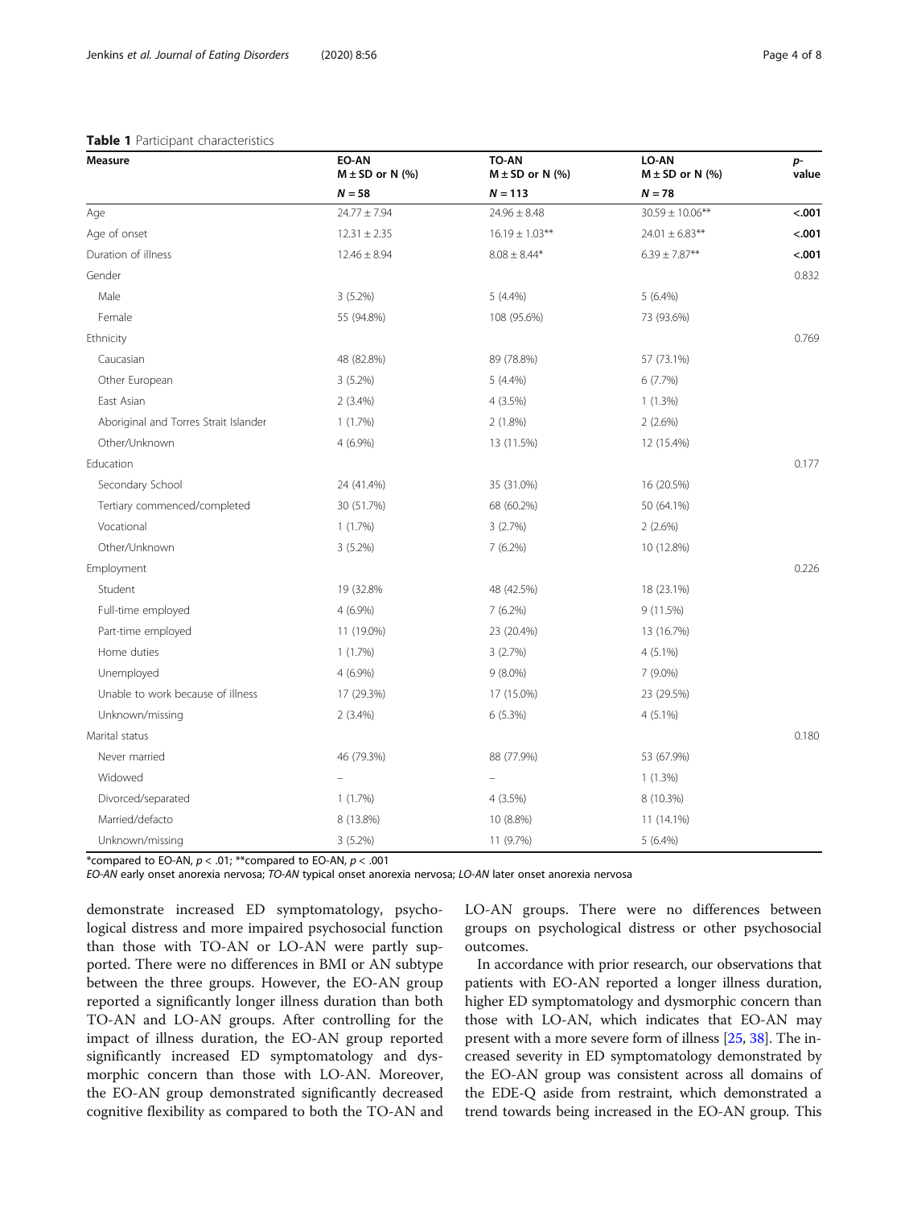**Table 1** Participant characteristics

| Measure | EO-AN M ± SD or N (%) | TO-AN M ± SD or N (%) | LO-AN M ± SD or N (%) | p-value |
|---|---|---|---|---|
| | N = 58 | N = 113 | N = 78 | |
| Age | 24.77 ± 7.94 | 24.96 ± 8.48 | 30.59 ± 10.06** | **<.001** |
| Age of onset | 12.31 ± 2.35 | 16.19 ± 1.03** | 24.01 ± 6.83** | **<.001** |
| Duration of illness | 12.46 ± 8.94 | 8.08 ± 8.44* | 6.39 ± 7.87** | **<.001** |
| Gender | | | | 0.832 |
| Male | 3 (5.2%) | 5 (4.4%) | 5 (6.4%) | |
| Female | 55 (94.8%) | 108 (95.6%) | 73 (93.6%) | |
| Ethnicity | | | | 0.769 |
| Caucasian | 48 (82.8%) | 89 (78.8%) | 57 (73.1%) | |
| Other European | 3 (5.2%) | 5 (4.4%) | 6 (7.7%) | |
| East Asian | 2 (3.4%) | 4 (3.5%) | 1 (1.3%) | |
| Aboriginal and Torres Strait Islander | 1 (1.7%) | 2 (1.8%) | 2 (2.6%) | |
| Other/Unknown | 4 (6.9%) | 13 (11.5%) | 12 (15.4%) | |
| Education | | | | 0.177 |
| Secondary School | 24 (41.4%) | 35 (31.0%) | 16 (20.5%) | |
| Tertiary commenced/completed | 30 (51.7%) | 68 (60.2%) | 50 (64.1%) | |
| Vocational | 1 (1.7%) | 3 (2.7%) | 2 (2.6%) | |
| Other/Unknown | 3 (5.2%) | 7 (6.2%) | 10 (12.8%) | |
| Employment | | | | 0.226 |
| Student | 19 (32.8% | 48 (42.5%) | 18 (23.1%) | |
| Full-time employed | 4 (6.9%) | 7 (6.2%) | 9 (11.5%) | |
| Part-time employed | 11 (19.0%) | 23 (20.4%) | 13 (16.7%) | |
| Home duties | 1 (1.7%) | 3 (2.7%) | 4 (5.1%) | |
| Unemployed | 4 (6.9%) | 9 (8.0%) | 7 (9.0%) | |
| Unable to work because of illness | 17 (29.3%) | 17 (15.0%) | 23 (29.5%) | |
| Unknown/missing | 2 (3.4%) | 6 (5.3%) | 4 (5.1%) | |
| Marital status | | | | 0.180 |
| Never married | 46 (79.3%) | 88 (77.9%) | 53 (67.9%) | |
| Widowed | – | – | 1 (1.3%) | |
| Divorced/separated | 1 (1.7%) | 4 (3.5%) | 8 (10.3%) | |
| Married/defacto | 8 (13.8%) | 10 (8.8%) | 11 (14.1%) | |
| Unknown/missing | 3 (5.2%) | 11 (9.7%) | 5 (6.4%) | |

*compared to EO-AN, $p < .01$; **compared to EO-AN, $p < .001$

*EO-AN* early onset anorexia nervosa; *TO-AN* typical onset anorexia nervosa; *LO-AN* later onset anorexia nervosa

demonstrate increased ED symptomatology, psychological distress and more impaired psychosocial function than those with TO-AN or LO-AN were partly supported. There were no differences in BMI or AN subtype between the three groups. However, the EO-AN group reported a significantly longer illness duration than both TO-AN and LO-AN groups. After controlling for the impact of illness duration, the EO-AN group reported significantly increased ED symptomatology and dysmorphic concern than those with LO-AN. Moreover, the EO-AN group demonstrated significantly decreased cognitive flexibility as compared to both the TO-AN and LO-AN groups. There were no differences between groups on psychological distress or other psychosocial outcomes.

In accordance with prior research, our observations that patients with EO-AN reported a longer illness duration, higher ED symptomatology and dysmorphic concern than those with LO-AN, which indicates that EO-AN may present with a more severe form of illness [25, 38]. The increased severity in ED symptomatology demonstrated by the EO-AN group was consistent across all domains of the EDE-Q aside from restraint, which demonstrated a trend towards being increased in the EO-AN group. This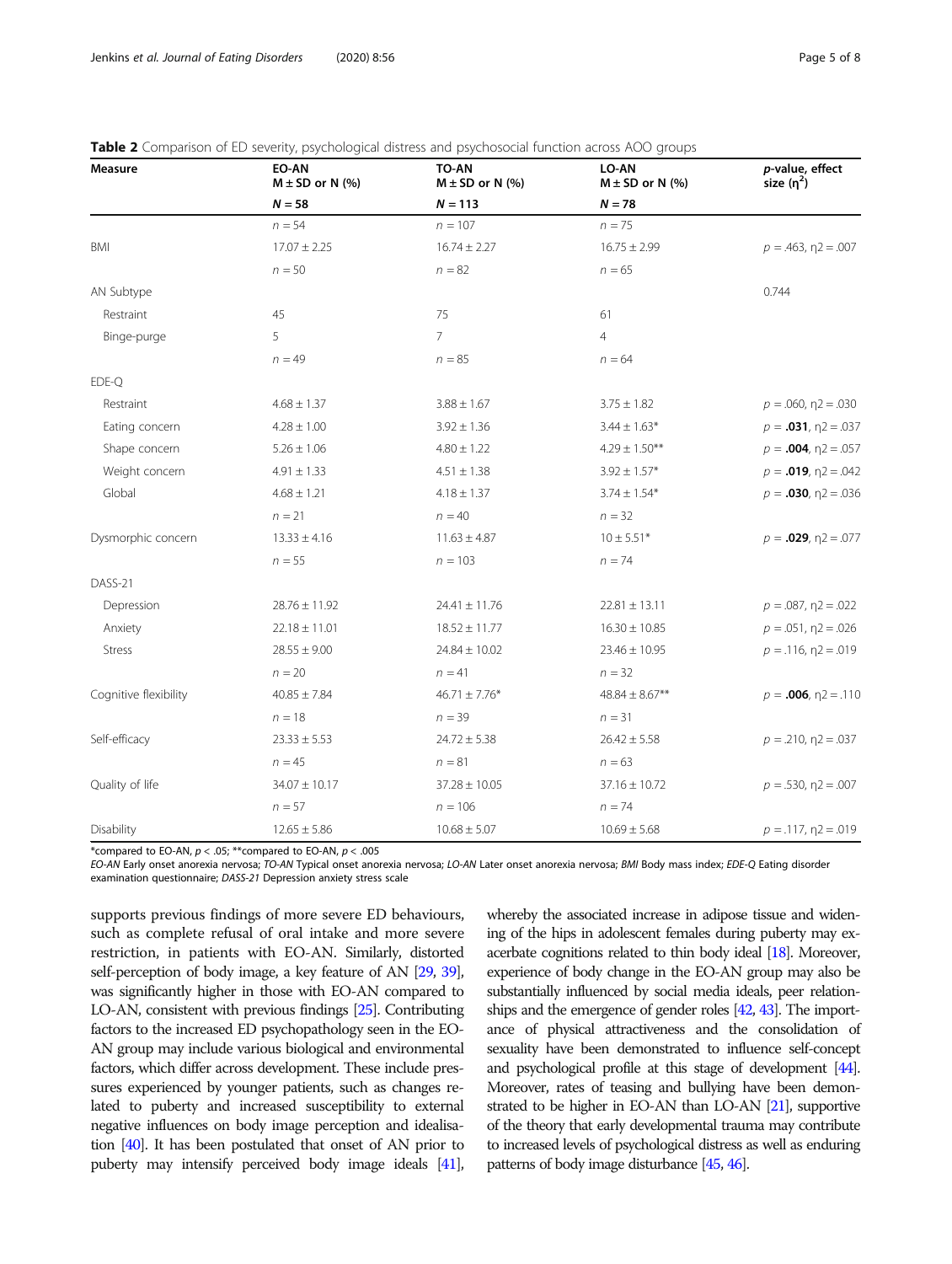**Table 2** Comparison of ED severity, psychological distress and psychosocial function across AOO groups

| Measure | EO-AN M ± SD or N (%) | TO-AN M ± SD or N (%) | LO-AN M ± SD or N (%) | p-value, effect size ($\eta^2$) |
|---|---|---|---|---|
| | N = 58 | N = 113 | N = 78 | |
| | n = 54 | n = 107 | n = 75 | |
| BMI | 17.07 ± 2.25 | 16.74 ± 2.27 | 16.75 ± 2.99 | $p = .463$, η2 = .007 |
| | n = 50 | n = 82 | n = 65 | |
| AN Subtype | | | | 0.744 |
| Restraint | 45 | 75 | 61 | |
| Binge-purge | 5 | 7 | 4 | |
| | n = 49 | n = 85 | n = 64 | |
| EDE-Q | | | | |
| Restraint | 4.68 ± 1.37 | 3.88 ± 1.67 | 3.75 ± 1.82 | $p = .060$, η2 = .030 |
| Eating concern | 4.28 ± 1.00 | 3.92 ± 1.36 | 3.44 ± 1.63* | $p =$ **.031**, η2 = .037 |
| Shape concern | 5.26 ± 1.06 | 4.80 ± 1.22 | 4.29 ± 1.50** | $p =$ **.004**, η2 = .057 |
| Weight concern | 4.91 ± 1.33 | 4.51 ± 1.38 | 3.92 ± 1.57* | $p =$ **.019**, η2 = .042 |
| Global | 4.68 ± 1.21 | 4.18 ± 1.37 | 3.74 ± 1.54* | $p =$ **.030**, η2 = .036 |
| | n = 21 | n = 40 | n = 32 | |
| Dysmorphic concern | 13.33 ± 4.16 | 11.63 ± 4.87 | 10 ± 5.51* | $p =$ **.029**, η2 = .077 |
| | n = 55 | n = 103 | n = 74 | |
| DASS-21 | | | | |
| Depression | 28.76 ± 11.92 | 24.41 ± 11.76 | 22.81 ± 13.11 | $p = .087$, η2 = .022 |
| Anxiety | 22.18 ± 11.01 | 18.52 ± 11.77 | 16.30 ± 10.85 | $p = .051$, η2 = .026 |
| Stress | 28.55 ± 9.00 | 24.84 ± 10.02 | 23.46 ± 10.95 | $p = .116$, η2 = .019 |
| | n = 20 | n = 41 | n = 32 | |
| Cognitive flexibility | 40.85 ± 7.84 | 46.71 ± 7.76* | 48.84 ± 8.67** | $p =$ **.006**, η2 = .110 |
| | n = 18 | n = 39 | n = 31 | |
| Self-efficacy | 23.33 ± 5.53 | 24.72 ± 5.38 | 26.42 ± 5.58 | $p = .210$, η2 = .037 |
| | n = 45 | n = 81 | n = 63 | |
| Quality of life | 34.07 ± 10.17 | 37.28 ± 10.05 | 37.16 ± 10.72 | $p = .530$, η2 = .007 |
| | n = 57 | n = 106 | n = 74 | |
| Disability | 12.65 ± 5.86 | 10.68 ± 5.07 | 10.69 ± 5.68 | $p = .117$, η2 = .019 |

*compared to EO-AN, $p < .05$; **compared to EO-AN, $p < .005$

*EO-AN* Early onset anorexia nervosa; *TO-AN* Typical onset anorexia nervosa; *LO-AN* Later onset anorexia nervosa; *BMI* Body mass index; *EDE-Q* Eating disorder examination questionnaire; *DASS-21* Depression anxiety stress scale

supports previous findings of more severe ED behaviours, such as complete refusal of oral intake and more severe restriction, in patients with EO-AN. Similarly, distorted self-perception of body image, a key feature of AN [29, 39], was significantly higher in those with EO-AN compared to LO-AN, consistent with previous findings [25]. Contributing factors to the increased ED psychopathology seen in the EO-AN group may include various biological and environmental factors, which differ across development. These include pressures experienced by younger patients, such as changes related to puberty and increased susceptibility to external negative influences on body image perception and idealisation [40]. It has been postulated that onset of AN prior to puberty may intensify perceived body image ideals [41], whereby the associated increase in adipose tissue and widening of the hips in adolescent females during puberty may exacerbate cognitions related to thin body ideal [18]. Moreover, experience of body change in the EO-AN group may also be substantially influenced by social media ideals, peer relationships and the emergence of gender roles [42, 43]. The importance of physical attractiveness and the consolidation of sexuality have been demonstrated to influence self-concept and psychological profile at this stage of development [44]. Moreover, rates of teasing and bullying have been demonstrated to be higher in EO-AN than LO-AN [21], supportive of the theory that early developmental trauma may contribute to increased levels of psychological distress as well as enduring patterns of body image disturbance [45, 46].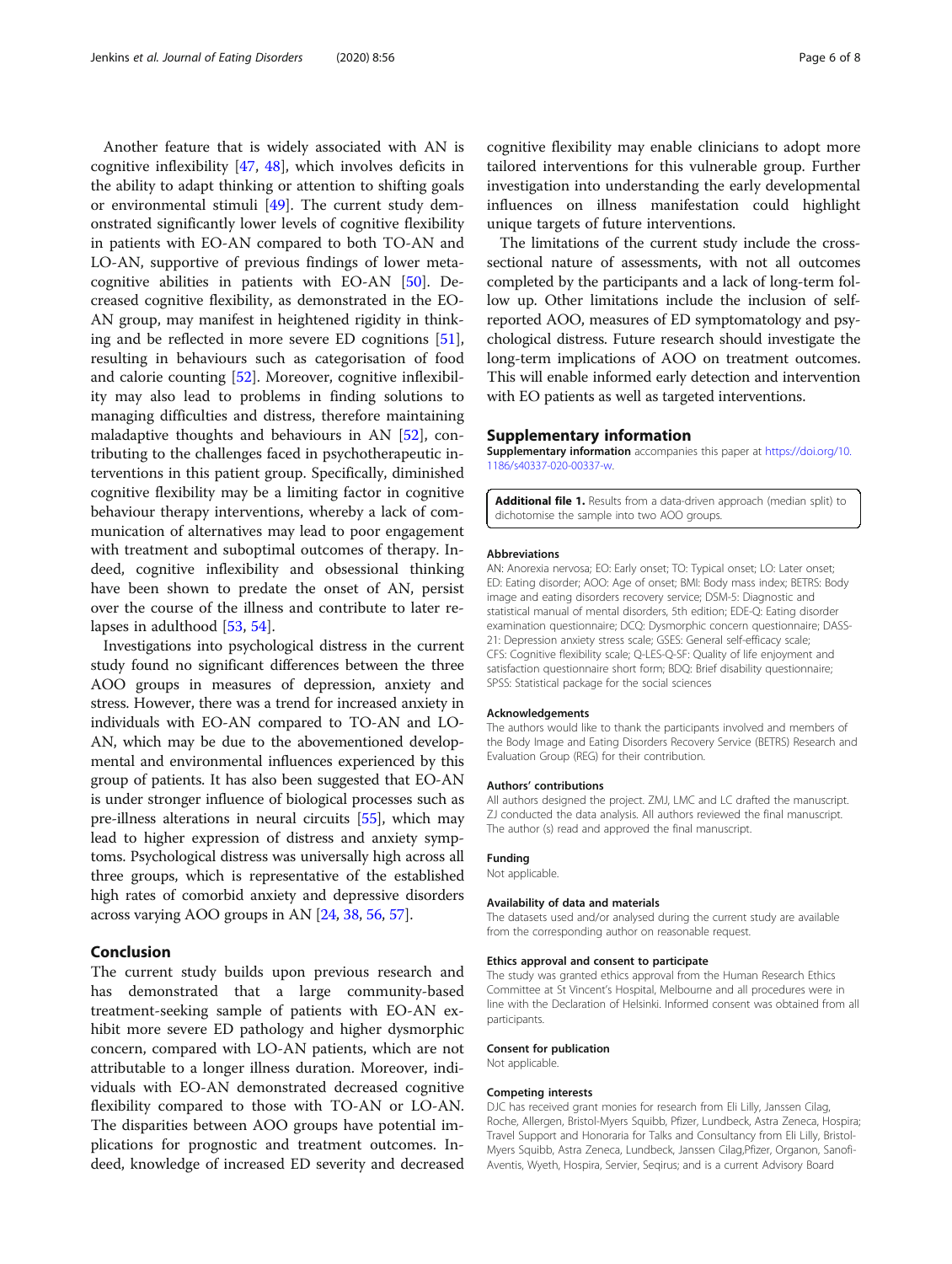Another feature that is widely associated with AN is cognitive inflexibility [47, 48], which involves deficits in the ability to adapt thinking or attention to shifting goals or environmental stimuli [49]. The current study demonstrated significantly lower levels of cognitive flexibility in patients with EO-AN compared to both TO-AN and LO-AN, supportive of previous findings of lower meta-cognitive abilities in patients with EO-AN [50]. Decreased cognitive flexibility, as demonstrated in the EO-AN group, may manifest in heightened rigidity in thinking and be reflected in more severe ED cognitions [51], resulting in behaviours such as categorisation of food and calorie counting [52]. Moreover, cognitive inflexibility may also lead to problems in finding solutions to managing difficulties and distress, therefore maintaining maladaptive thoughts and behaviours in AN [52], contributing to the challenges faced in psychotherapeutic interventions in this patient group. Specifically, diminished cognitive flexibility may be a limiting factor in cognitive behaviour therapy interventions, whereby a lack of communication of alternatives may lead to poor engagement with treatment and suboptimal outcomes of therapy. Indeed, cognitive inflexibility and obsessional thinking have been shown to predate the onset of AN, persist over the course of the illness and contribute to later relapses in adulthood [53, 54].

Investigations into psychological distress in the current study found no significant differences between the three AOO groups in measures of depression, anxiety and stress. However, there was a trend for increased anxiety in individuals with EO-AN compared to TO-AN and LO-AN, which may be due to the abovementioned developmental and environmental influences experienced by this group of patients. It has also been suggested that EO-AN is under stronger influence of biological processes such as pre-illness alterations in neural circuits [55], which may lead to higher expression of distress and anxiety symptoms. Psychological distress was universally high across all three groups, which is representative of the established high rates of comorbid anxiety and depressive disorders across varying AOO groups in AN [24, 38, 56, 57].

## Conclusion

The current study builds upon previous research and has demonstrated that a large community-based treatment-seeking sample of patients with EO-AN exhibit more severe ED pathology and higher dysmorphic concern, compared with LO-AN patients, which are not attributable to a longer illness duration. Moreover, individuals with EO-AN demonstrated decreased cognitive flexibility compared to those with TO-AN or LO-AN. The disparities between AOO groups have potential implications for prognostic and treatment outcomes. Indeed, knowledge of increased ED severity and decreased cognitive flexibility may enable clinicians to adopt more tailored interventions for this vulnerable group. Further investigation into understanding the early developmental influences on illness manifestation could highlight unique targets of future interventions.

The limitations of the current study include the cross-sectional nature of assessments, with not all outcomes completed by the participants and a lack of long-term follow up. Other limitations include the inclusion of self-reported AOO, measures of ED symptomatology and psychological distress. Future research should investigate the long-term implications of AOO on treatment outcomes. This will enable informed early detection and intervention with EO patients as well as targeted interventions.

## Supplementary information

**Supplementary information** accompanies this paper at https://doi.org/10.1186/s40337-020-00337-w.

**Additional file 1.** Results from a data-driven approach (median split) to dichotomise the sample into two AOO groups.

### Abbreviations

AN: Anorexia nervosa; EO: Early onset; TO: Typical onset; LO: Later onset; ED: Eating disorder; AOO: Age of onset; BMI: Body mass index; BETRS: Body image and eating disorders recovery service; DSM-5: Diagnostic and statistical manual of mental disorders, 5th edition; EDE-Q: Eating disorder examination questionnaire; DCQ: Dysmorphic concern questionnaire; DASS-21: Depression anxiety stress scale; GSES: General self-efficacy scale; CFS: Cognitive flexibility scale; Q-LES-Q-SF: Quality of life enjoyment and satisfaction questionnaire short form; BDQ: Brief disability questionnaire; SPSS: Statistical package for the social sciences

### Acknowledgements

The authors would like to thank the participants involved and members of the Body Image and Eating Disorders Recovery Service (BETRS) Research and Evaluation Group (REG) for their contribution.

### Authors' contributions

All authors designed the project. ZMJ, LMC and LC drafted the manuscript. ZJ conducted the data analysis. All authors reviewed the final manuscript. The author (s) read and approved the final manuscript.

### Funding

Not applicable.

### Availability of data and materials

The datasets used and/or analysed during the current study are available from the corresponding author on reasonable request.

### Ethics approval and consent to participate

The study was granted ethics approval from the Human Research Ethics Committee at St Vincent's Hospital, Melbourne and all procedures were in line with the Declaration of Helsinki. Informed consent was obtained from all participants.

### Consent for publication

Not applicable.

### Competing interests

DJC has received grant monies for research from Eli Lilly, Janssen Cilag, Roche, Allergen, Bristol-Myers Squibb, Pfizer, Lundbeck, Astra Zeneca, Hospira; Travel Support and Honoraria for Talks and Consultancy from Eli Lilly, Bristol-Myers Squibb, Astra Zeneca, Lundbeck, Janssen Cilag,Pfizer, Organon, Sanofi-Aventis, Wyeth, Hospira, Servier, Seqirus; and is a current Advisory Board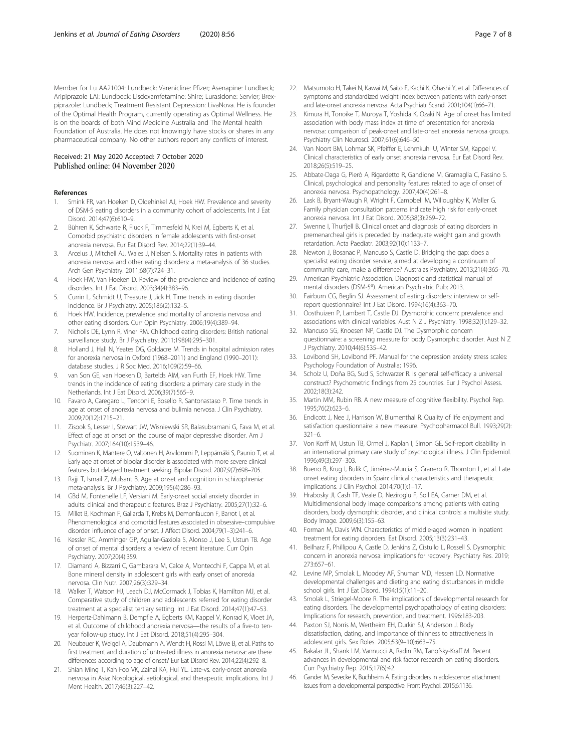Member for Lu AA21004: Lundbeck; Varenicline: Pfizer; Asenapine: Lundbeck; Aripiprazole LAI: Lundbeck; Lisdexamfetamine: Shire; Lurasidone: Servier; Brexpiprazole: Lundbeck; Treatment Resistant Depression: LivaNova. He is founder of the Optimal Health Program, currently operating as Optimal Wellness. He is on the boards of both Mind Medicine Australia and The Mental health Foundation of Australia. He does not knowingly have stocks or shares in any pharmaceutical company. No other authors report any conflicts of interest.

Received: 21 May 2020 Accepted: 7 October 2020
Published online: 04 November 2020

## References

1. Smink FR, van Hoeken D, Oldehinkel AJ, Hoek HW. Prevalence and severity of DSM-5 eating disorders in a community cohort of adolescents. Int J Eat Disord. 2014;47(6):610–9.
2. Bühren K, Schwarte R, Fluck F, Timmesfeld N, Krei M, Egberts K, et al. Comorbid psychiatric disorders in female adolescents with first-onset anorexia nervosa. Eur Eat Disord Rev. 2014;22(1):39–44.
3. Arcelus J, Mitchell AJ, Wales J, Nielsen S. Mortality rates in patients with anorexia nervosa and other eating disorders: a meta-analysis of 36 studies. Arch Gen Psychiatry. 2011;68(7):724–31.
4. Hoek HW, Van Hoeken D. Review of the prevalence and incidence of eating disorders. Int J Eat Disord. 2003;34(4):383–96.
5. Currin L, Schmidt U, Treasure J, Jick H. Time trends in eating disorder incidence. Br J Psychiatry. 2005;186(2):132–5.
6. Hoek HW. Incidence, prevalence and mortality of anorexia nervosa and other eating disorders. Curr Opin Psychiatry. 2006;19(4):389–94.
7. Nicholls DE, Lynn R, Viner RM. Childhood eating disorders: British national surveillance study. Br J Psychiatry. 2011;198(4):295–301.
8. Holland J, Hall N, Yeates DG, Goldacre M. Trends in hospital admission rates for anorexia nervosa in Oxford (1968–2011) and England (1990–2011): database studies. J R Soc Med. 2016;109(2):59–66.
9. van Son GE, van Hoeken D, Bartelds AIM, van Furth EF, Hoek HW. Time trends in the incidence of eating disorders: a primary care study in the Netherlands. Int J Eat Disord. 2006;39(7):565–9.
10. Favaro A, Caregaro L, Tenconi E, Bosello R, Santonastaso P. Time trends in age at onset of anorexia nervosa and bulimia nervosa. J Clin Psychiatry. 2009;70(12):1715–21.
11. Zisook S, Lesser I, Stewart JW, Wisniewski SR, Balasubramani G, Fava M, et al. Effect of age at onset on the course of major depressive disorder. Am J Psychiatr. 2007;164(10):1539–46.
12. Suominen K, Mantere O, Valtonen H, Arvilommi P, Leppämäki S, Paunio T, et al. Early age at onset of bipolar disorder is associated with more severe clinical features but delayed treatment seeking. Bipolar Disord. 2007;9(7):698–705.
13. Rajji T, Ismail Z, Mulsant B. Age at onset and cognition in schizophrenia: meta-analysis. Br J Psychiatry. 2009;195(4):286–93.
14. GBd M, Fontenelle LF, Versiani M. Early-onset social anxiety disorder in adults: clinical and therapeutic features. Braz J Psychiatry. 2005;27(1):32–6.
15. Millet B, Kochman F, Gallarda T, Krebs M, Demonfaucon F, Barrot I, et al. Phenomenological and comorbid features associated in obsessive–compulsive disorder: influence of age of onset. J Affect Disord. 2004;79(1–3):241–6.
16. Kessler RC, Amminger GP, Aguilar-Gaxiola S, Alonso J, Lee S, Ustun TB. Age of onset of mental disorders: a review of recent literature. Curr Opin Psychiatry. 2007;20(4):359.
17. Diamanti A, Bizzarri C, Gambarara M, Calce A, Montecchi F, Cappa M, et al. Bone mineral density in adolescent girls with early onset of anorexia nervosa. Clin Nutr. 2007;26(3):329–34.
18. Walker T, Watson HJ, Leach DJ, McCormack J, Tobias K, Hamilton MJ, et al. Comparative study of children and adolescents referred for eating disorder treatment at a specialist tertiary setting. Int J Eat Disord. 2014;47(1):47–53.
19. Herpertz-Dahlmann B, Dempfle A, Egberts KM, Kappel V, Konrad K, Vloet JA, et al. Outcome of childhood anorexia nervosa—the results of a five-to ten-year follow-up study. Int J Eat Disord. 2018;51(4):295–304.
20. Neubauer K, Weigel A, Daubmann A, Wendt H, Rossi M, Löwe B, et al. Paths to first treatment and duration of untreated illness in anorexia nervosa: are there differences according to age of onset? Eur Eat Disord Rev. 2014;22(4):292–8.
21. Shian Ming T, Kah Foo VK, Zainal KA, Hui YL. Late-vs. early-onset anorexia nervosa in Asia: Nosological, aetiological, and therapeutic implications. Int J Ment Health. 2017;46(3):227–42.
22. Matsumoto H, Takei N, Kawai M, Saito F, Kachi K, Ohashi Y, et al. Differences of symptoms and standardized weight index between patients with early-onset and late-onset anorexia nervosa. Acta Psychiatr Scand. 2001;104(1):66–71.
23. Kimura H, Tonoike T, Muroya T, Yoshida K, Ozaki N. Age of onset has limited association with body mass index at time of presentation for anorexia nervosa: comparison of peak-onset and late-onset anorexia nervosa groups. Psychiatry Clin Neurosci. 2007;61(6):646–50.
24. Van Noort BM, Lohmar SK, Pfeiffer E, Lehmkuhl U, Winter SM, Kappel V. Clinical characteristics of early onset anorexia nervosa. Eur Eat Disord Rev. 2018;26(5):519–25.
25. Abbate-Daga G, Pierò A, Rigardetto R, Gandione M, Gramaglia C, Fassino S. Clinical, psychological and personality features related to age of onset of anorexia nervosa. Psychopathology. 2007;40(4):261–8.
26. Lask B, Bryant-Waugh R, Wright F, Campbell M, Willoughby K, Waller G. Family physician consultation patterns indicate high risk for early-onset anorexia nervosa. Int J Eat Disord. 2005;38(3):269–72.
27. Swenne I, Thurfjell B. Clinical onset and diagnosis of eating disorders in premenarcheal girls is preceded by inadequate weight gain and growth retardation. Acta Paediatr. 2003;92(10):1133–7.
28. Newton J, Bosanac P, Mancuso S, Castle D. Bridging the gap: does a specialist eating disorder service, aimed at developing a continuum of community care, make a difference? Australas Psychiatry. 2013;21(4):365–70.
29. American Psychiatric Association. Diagnostic and statistical manual of mental disorders (DSM-5®). American Psychiatric Pub; 2013.
30. Fairburn CG, Beglin SJ. Assessment of eating disorders: interview or self-report questionnaire? Int J Eat Disord. 1994;16(4):363–70.
31. Oosthuizen P, Lambert T, Castle DJ. Dysmorphic concern: prevalence and associations with clinical variables. Aust N Z J Psychiatry. 1998;32(1):129–32.
32. Mancuso SG, Knoesen NP, Castle DJ. The Dysmorphic concern questionnaire: a screening measure for body Dysmorphic disorder. Aust N Z J Psychiatry. 2010;44(6):535–42.
33. Lovibond SH, Lovibond PF. Manual for the depression anxiety stress scales: Psychology Foundation of Australia; 1996.
34. Scholz U, Doña BG, Sud S, Schwarzer R. Is general self-efficacy a universal construct? Psychometric findings from 25 countries. Eur J Psychol Assess. 2002;18(3):242.
35. Martin MM, Rubin RB. A new measure of cognitive flexibility. Psychol Rep. 1995;76(2):623–6.
36. Endicott J, Nee J, Harrison W, Blumenthal R. Quality of life enjoyment and satisfaction questionnaire: a new measure. Psychopharmacol Bull. 1993;29(2):321–6.
37. Von Korff M, Ustun TB, Ormel J, Kaplan I, Simon GE. Self-report disability in an international primary care study of psychological illness. J Clin Epidemiol. 1996;49(3):297–303.
38. Bueno B, Krug I, Bulik C, Jiménez-Murcia S, Granero R, Thornton L, et al. Late onset eating disorders in Spain: clinical characteristics and therapeutic implications. J Clin Psychol. 2014;70(1):1–17.
39. Hrabosky JI, Cash TF, Veale D, Neziroglu F, Soll EA, Garner DM, et al. Multidimensional body image comparisons among patients with eating disorders, body dysmorphic disorder, and clinical controls: a multisite study. Body Image. 2009;6(3):155–63.
40. Forman M, Davis WN. Characteristics of middle-aged women in inpatient treatment for eating disorders. Eat Disord. 2005;13(3):231–43.
41. Beilharz F, Phillipou A, Castle D, Jenkins Z, Cistullo L, Rossell S. Dysmorphic concern in anorexia nervosa: implications for recovery. Psychiatry Res. 2019;273:657–61.
42. Levine MP, Smolak L, Moodey AF, Shuman MD, Hessen LD. Normative developmental challenges and dieting and eating disturbances in middle school girls. Int J Eat Disord. 1994;15(1):11–20.
43. Smolak L, Striegel-Moore R. The implications of developmental research for eating disorders. The developmental psychopathology of eating disorders: Implications for research, prevention, and treatment. 1996:183-203.
44. Paxton SJ, Norris M, Wertheim EH, Durkin SJ, Anderson J. Body dissatisfaction, dating, and importance of thinness to attractiveness in adolescent girls. Sex Roles. 2005;53(9–10):663–75.
45. Bakalar JL, Shank LM, Vannucci A, Radin RM, Tanofsky-Kraff M. Recent advances in developmental and risk factor research on eating disorders. Curr Psychiatry Rep. 2015;17(6):42.
46. Gander M, Sevecke K, Buchheim A. Eating disorders in adolescence: attachment issues from a developmental perspective. Front Psychol. 2015;6:1136.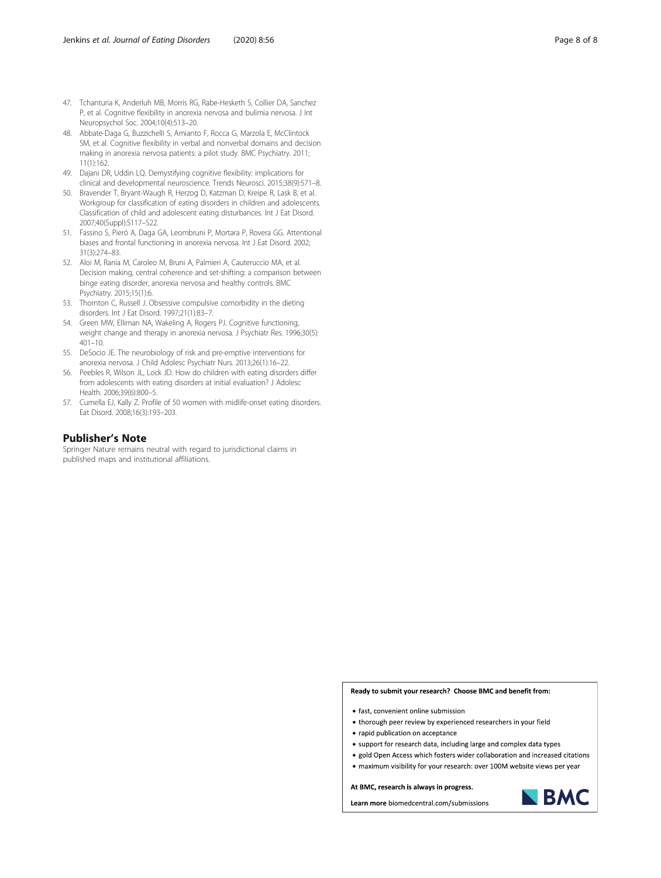47. Tchanturia K, Anderluh MB, Morris RG, Rabe-Hesketh S, Collier DA, Sanchez P, et al. Cognitive flexibility in anorexia nervosa and bulimia nervosa. J Int Neuropsychol Soc. 2004;10(4):513–20.
48. Abbate-Daga G, Buzzichelli S, Amianto F, Rocca G, Marzola E, McClintock SM, et al. Cognitive flexibility in verbal and nonverbal domains and decision making in anorexia nervosa patients: a pilot study. BMC Psychiatry. 2011; 11(1):162.
49. Dajani DR, Uddin LQ. Demystifying cognitive flexibility: implications for clinical and developmental neuroscience. Trends Neurosci. 2015;38(9):571–8.
50. Bravender T, Bryant-Waugh R, Herzog D, Katzman D, Kreipe R, Lask B, et al. Workgroup for classification of eating disorders in children and adolescents. Classification of child and adolescent eating disturbances. Int J Eat Disord. 2007;40(Suppl):S117–S22.
51. Fassino S, Pieró A, Daga GA, Leombruni P, Mortara P, Rovera GG. Attentional biases and frontal functioning in anorexia nervosa. Int J Eat Disord. 2002; 31(3):274–83.
52. Aloi M, Rania M, Caroleo M, Bruni A, Palmieri A, Cauteruccio MA, et al. Decision making, central coherence and set-shifting: a comparison between binge eating disorder, anorexia nervosa and healthy controls. BMC Psychiatry. 2015;15(1):6.
53. Thornton C, Russell J. Obsessive compulsive comorbidity in the dieting disorders. Int J Eat Disord. 1997;21(1):83–7.
54. Green MW, Elliman NA, Wakeling A, Rogers PJ. Cognitive functioning, weight change and therapy in anorexia nervosa. J Psychiatr Res. 1996;30(5): 401–10.
55. DeSocio JE. The neurobiology of risk and pre-emptive interventions for anorexia nervosa. J Child Adolesc Psychiatr Nurs. 2013;26(1):16–22.
56. Peebles R, Wilson JL, Lock JD. How do children with eating disorders differ from adolescents with eating disorders at initial evaluation? J Adolesc Health. 2006;39(6):800–5.
57. Cumella EJ, Kally Z. Profile of 50 women with midlife-onset eating disorders. Eat Disord. 2008;16(3):193–203.

## Publisher's Note

Springer Nature remains neutral with regard to jurisdictional claims in published maps and institutional affiliations.

**Ready to submit your research? Choose BMC and benefit from:**

- fast, convenient online submission
- thorough peer review by experienced researchers in your field
- rapid publication on acceptance
- support for research data, including large and complex data types
- gold Open Access which fosters wider collaboration and increased citations
- maximum visibility for your research: over 100M website views per year

**At BMC, research is always in progress.**

**Learn more** biomedcentral.com/submissions

BMC